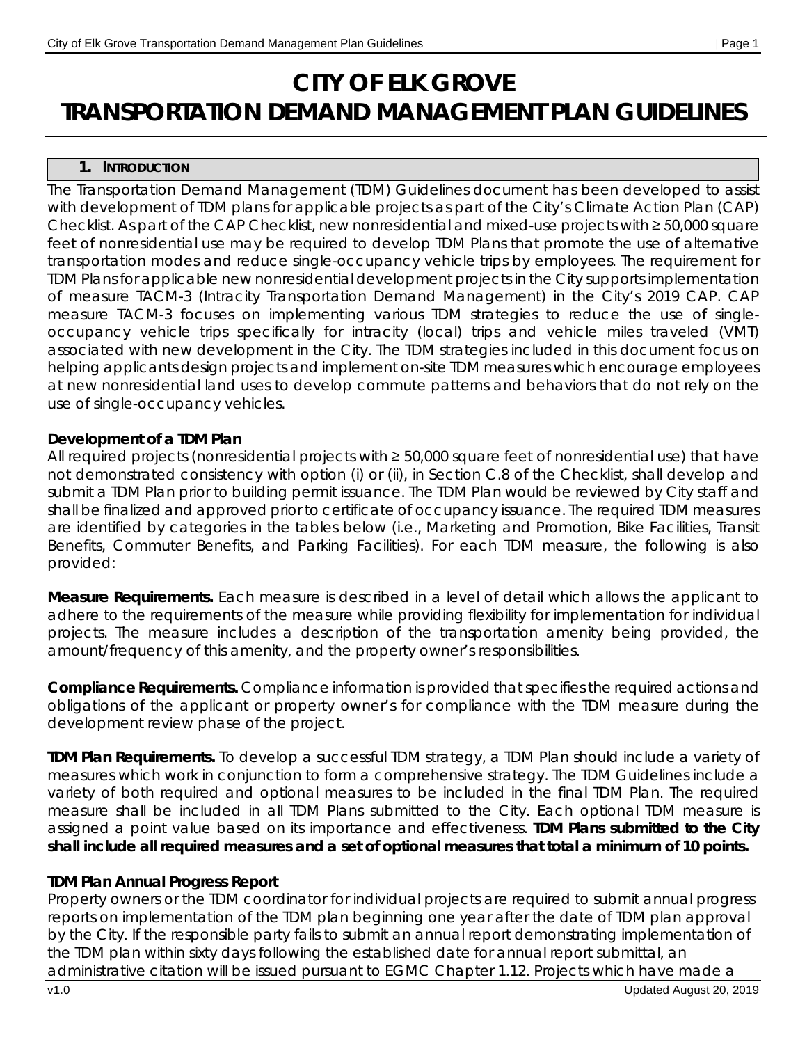# CITY OF ELK GROVE
# TRANSPORTATION DEMAND MANAGEMENT PLAN GUIDELINES

## 1. INTRODUCTION

The Transportation Demand Management (TDM) Guidelines document has been developed to assist with development of TDM plans for applicable projects as part of the City's Climate Action Plan (CAP) Checklist. As part of the CAP Checklist, new nonresidential and mixed-use projects with ≥ 50,000 square feet of nonresidential use may be required to develop TDM Plans that promote the use of alternative transportation modes and reduce single-occupancy vehicle trips by employees. The requirement for TDM Plans for applicable new nonresidential development projects in the City supports implementation of measure TACM-3 (Intracity Transportation Demand Management) in the City's 2019 CAP. CAP measure TACM-3 focuses on implementing various TDM strategies to reduce the use of single-occupancy vehicle trips specifically for intracity (local) trips and vehicle miles traveled (VMT) associated with new development in the City. The TDM strategies included in this document focus on helping applicants design projects and implement on-site TDM measures which encourage employees at new nonresidential land uses to develop commute patterns and behaviors that do not rely on the use of single-occupancy vehicles.

**Development of a TDM Plan**

All required projects (nonresidential projects with ≥ 50,000 square feet of nonresidential use) that have not demonstrated consistency with option (i) or (ii), in Section C.8 of the Checklist, shall develop and submit a TDM Plan prior to building permit issuance. The TDM Plan would be reviewed by City staff and shall be finalized and approved prior to certificate of occupancy issuance. The required TDM measures are identified by categories in the tables below (i.e., Marketing and Promotion, Bike Facilities, Transit Benefits, Commuter Benefits, and Parking Facilities). For each TDM measure, the following is also provided:

**Measure Requirements.** Each measure is described in a level of detail which allows the applicant to adhere to the requirements of the measure while providing flexibility for implementation for individual projects. The measure includes a description of the transportation amenity being provided, the amount/frequency of this amenity, and the property owner's responsibilities.

**Compliance Requirements.** Compliance information is provided that specifies the required actions and obligations of the applicant or property owner's for compliance with the TDM measure during the development review phase of the project.

**TDM Plan Requirements.** To develop a successful TDM strategy, a TDM Plan should include a variety of measures which work in conjunction to form a comprehensive strategy. The TDM Guidelines include a variety of both required and optional measures to be included in the final TDM Plan. The required measure shall be included in all TDM Plans submitted to the City. Each optional TDM measure is assigned a point value based on its importance and effectiveness. **TDM Plans submitted to the City shall include all required measures and a set of optional measures that total a minimum of 10 points.**

**TDM Plan Annual Progress Report**

Property owners or the TDM coordinator for individual projects are required to submit annual progress reports on implementation of the TDM plan beginning one year after the date of TDM plan approval by the City. If the responsible party fails to submit an annual report demonstrating implementation of the TDM plan within sixty days following the established date for annual report submittal, an administrative citation will be issued pursuant to EGMC Chapter 1.12. Projects which have made a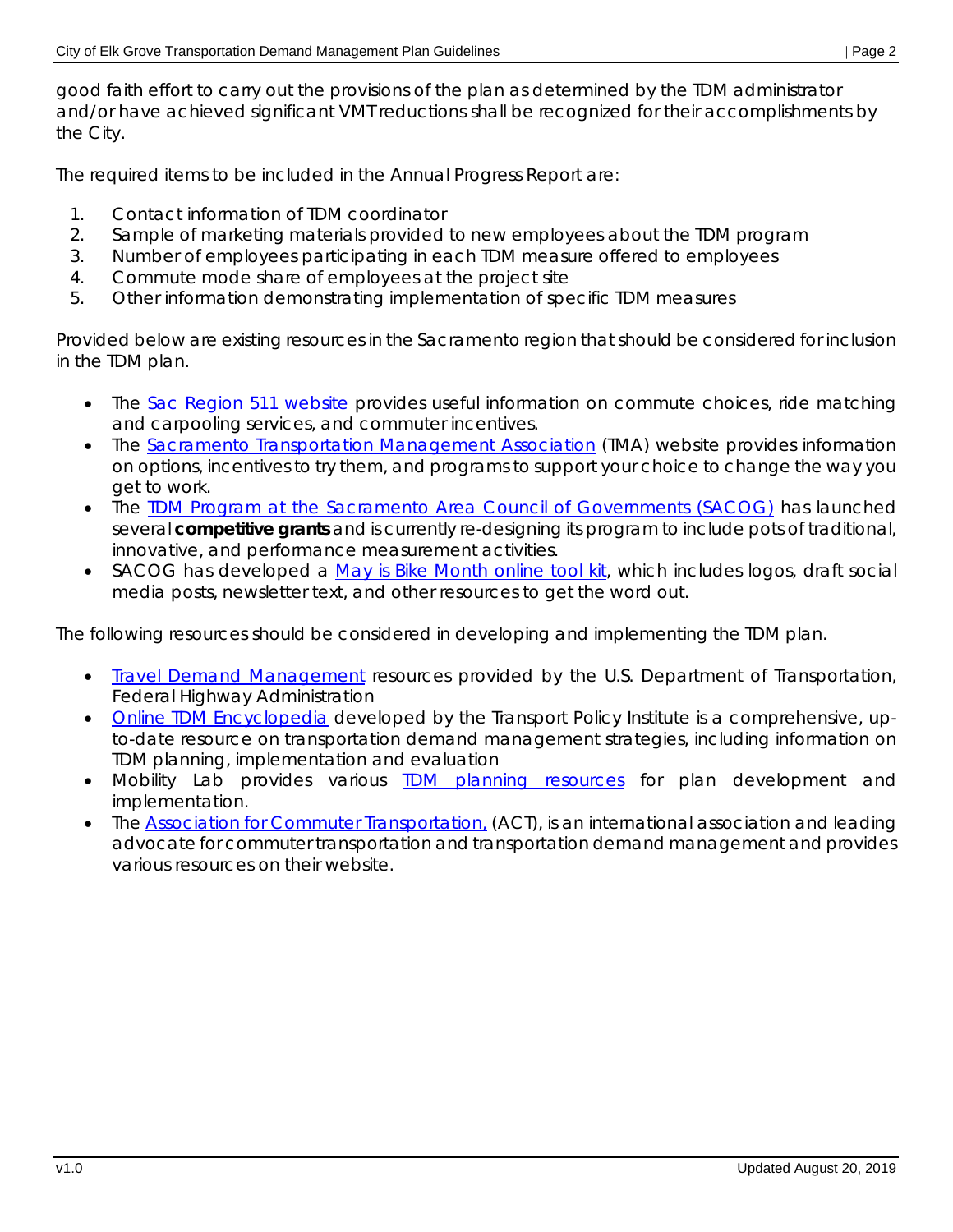good faith effort to carry out the provisions of the plan as determined by the TDM administrator and/or have achieved significant VMT reductions shall be recognized for their accomplishments by the City.

The required items to be included in the Annual Progress Report are:

1. Contact information of TDM coordinator
2. Sample of marketing materials provided to new employees about the TDM program
3. Number of employees participating in each TDM measure offered to employees
4. Commute mode share of employees at the project site
5. Other information demonstrating implementation of specific TDM measures

Provided below are existing resources in the Sacramento region that should be considered for inclusion in the TDM plan.

- The Sac Region 511 website provides useful information on commute choices, ride matching and carpooling services, and commuter incentives.
- The Sacramento Transportation Management Association (TMA) website provides information on options, incentives to try them, and programs to support your choice to change the way you get to work.
- The TDM Program at the Sacramento Area Council of Governments (SACOG) has launched several **competitive grants** and is currently re-designing its program to include pots of traditional, innovative, and performance measurement activities.
- SACOG has developed a May is Bike Month online tool kit, which includes logos, draft social media posts, newsletter text, and other resources to get the word out.

The following resources should be considered in developing and implementing the TDM plan.

- Travel Demand Management resources provided by the U.S. Department of Transportation, Federal Highway Administration
- Online TDM Encyclopedia developed by the Transport Policy Institute is a comprehensive, up-to-date resource on transportation demand management strategies, including information on TDM planning, implementation and evaluation
- Mobility Lab provides various TDM planning resources for plan development and implementation.
- The Association for Commuter Transportation, (ACT), is an international association and leading advocate for commuter transportation and transportation demand management and provides various resources on their website.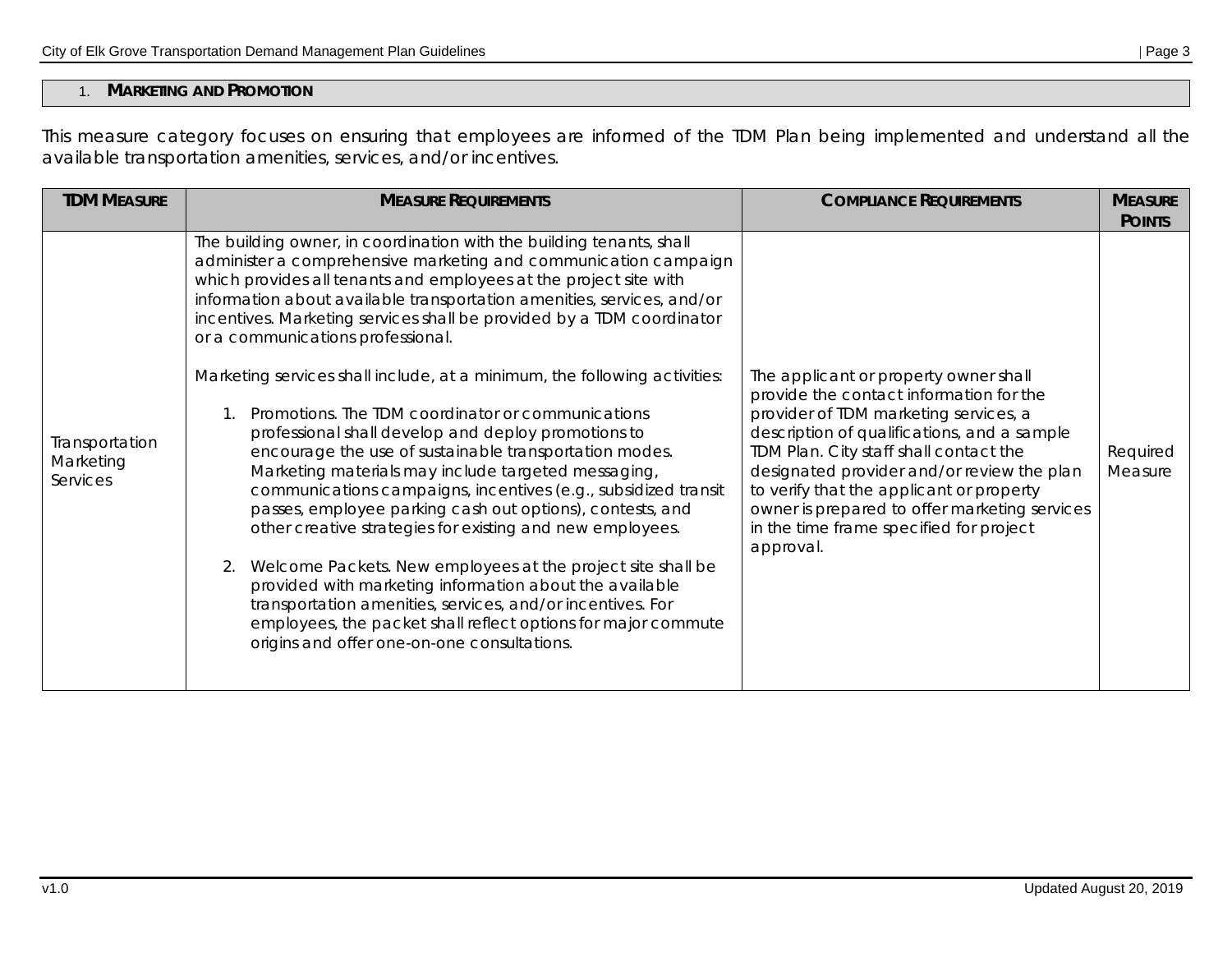## 1. MARKETING AND PROMOTION

This measure category focuses on ensuring that employees are informed of the TDM Plan being implemented and understand all the available transportation amenities, services, and/or incentives.

| TDM MEASURE | MEASURE REQUIREMENTS | COMPLIANCE REQUIREMENTS | MEASURE POINTS |
|---|---|---|---|
| Transportation Marketing Services | The building owner, in coordination with the building tenants, shall administer a comprehensive marketing and communication campaign which provides all tenants and employees at the project site with information about available transportation amenities, services, and/or incentives. Marketing services shall be provided by a TDM coordinator or a communications professional.<br><br>Marketing services shall include, at a minimum, the following activities:<br><br>1. Promotions. The TDM coordinator or communications professional shall develop and deploy promotions to encourage the use of sustainable transportation modes. Marketing materials may include targeted messaging, communications campaigns, incentives (e.g., subsidized transit passes, employee parking cash out options), contests, and other creative strategies for existing and new employees.<br><br>2. Welcome Packets. New employees at the project site shall be provided with marketing information about the available transportation amenities, services, and/or incentives. For employees, the packet shall reflect options for major commute origins and offer one-on-one consultations. | The applicant or property owner shall provide the contact information for the provider of TDM marketing services, a description of qualifications, and a sample TDM Plan. City staff shall contact the designated provider and/or review the plan to verify that the applicant or property owner is prepared to offer marketing services in the time frame specified for project approval. | Required Measure |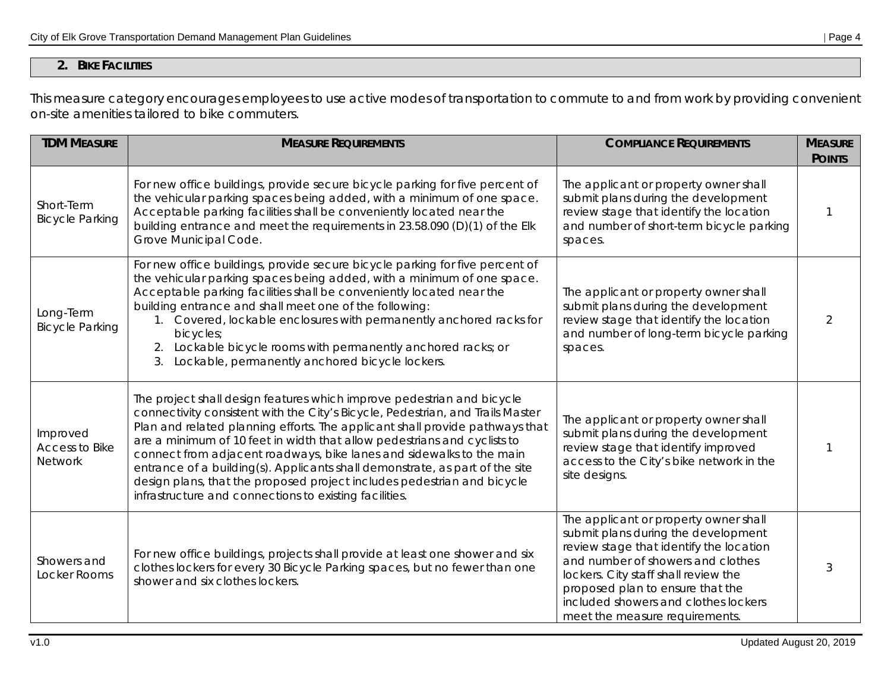## 2. Bike Facilities

This measure category encourages employees to use active modes of transportation to commute to and from work by providing convenient on-site amenities tailored to bike commuters.

| TDM Measure | Measure Requirements | Compliance Requirements | Measure Points |
|---|---|---|---|
| Short-Term Bicycle Parking | For new office buildings, provide secure bicycle parking for five percent of the vehicular parking spaces being added, with a minimum of one space. Acceptable parking facilities shall be conveniently located near the building entrance and meet the requirements in 23.58.090 (D)(1) of the Elk Grove Municipal Code. | The applicant or property owner shall submit plans during the development review stage that identify the location and number of short-term bicycle parking spaces. | 1 |
| Long-Term Bicycle Parking | For new office buildings, provide secure bicycle parking for five percent of the vehicular parking spaces being added, with a minimum of one space. Acceptable parking facilities shall be conveniently located near the building entrance and shall meet one of the following: 1. Covered, lockable enclosures with permanently anchored racks for bicycles; 2. Lockable bicycle rooms with permanently anchored racks; or 3. Lockable, permanently anchored bicycle lockers. | The applicant or property owner shall submit plans during the development review stage that identify the location and number of long-term bicycle parking spaces. | 2 |
| Improved Access to Bike Network | The project shall design features which improve pedestrian and bicycle connectivity consistent with the City's Bicycle, Pedestrian, and Trails Master Plan and related planning efforts. The applicant shall provide pathways that are a minimum of 10 feet in width that allow pedestrians and cyclists to connect from adjacent roadways, bike lanes and sidewalks to the main entrance of a building(s). Applicants shall demonstrate, as part of the site design plans, that the proposed project includes pedestrian and bicycle infrastructure and connections to existing facilities. | The applicant or property owner shall submit plans during the development review stage that identify improved access to the City's bike network in the site designs. | 1 |
| Showers and Locker Rooms | For new office buildings, projects shall provide at least one shower and six clothes lockers for every 30 Bicycle Parking spaces, but no fewer than one shower and six clothes lockers. | The applicant or property owner shall submit plans during the development review stage that identify the location and number of showers and clothes lockers. City staff shall review the proposed plan to ensure that the included showers and clothes lockers meet the measure requirements. | 3 |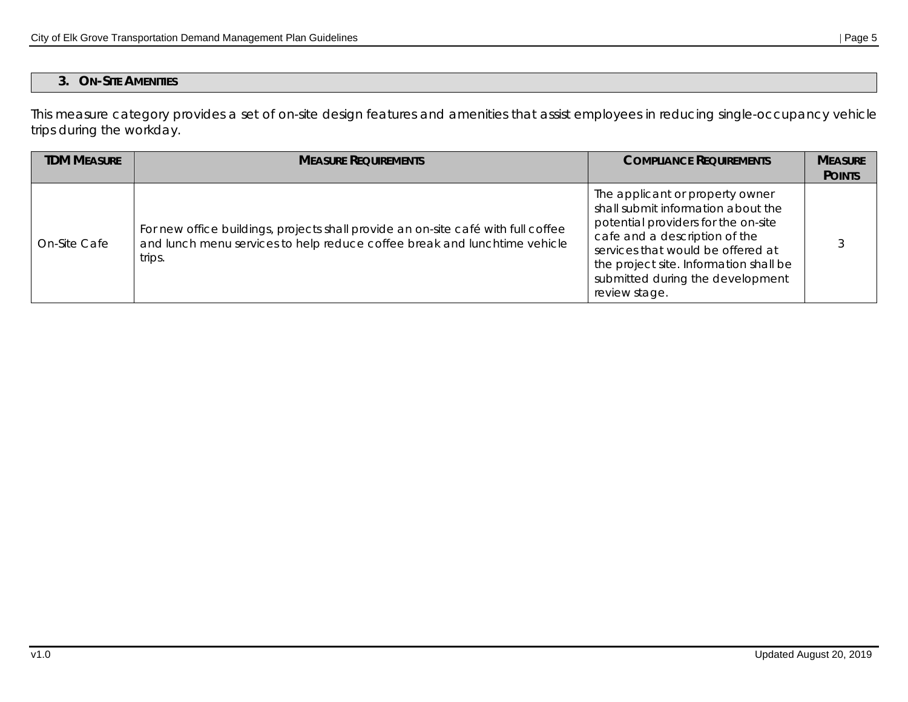## 3. On-Site Amenities

This measure category provides a set of on-site design features and amenities that assist employees in reducing single-occupancy vehicle trips during the workday.

| TDM Measure | Measure Requirements | Compliance Requirements | Measure Points |
|---|---|---|---|
| On-Site Cafe | For new office buildings, projects shall provide an on-site café with full coffee and lunch menu services to help reduce coffee break and lunchtime vehicle trips. | The applicant or property owner shall submit information about the potential providers for the on-site cafe and a description of the services that would be offered at the project site. Information shall be submitted during the development review stage. | 3 |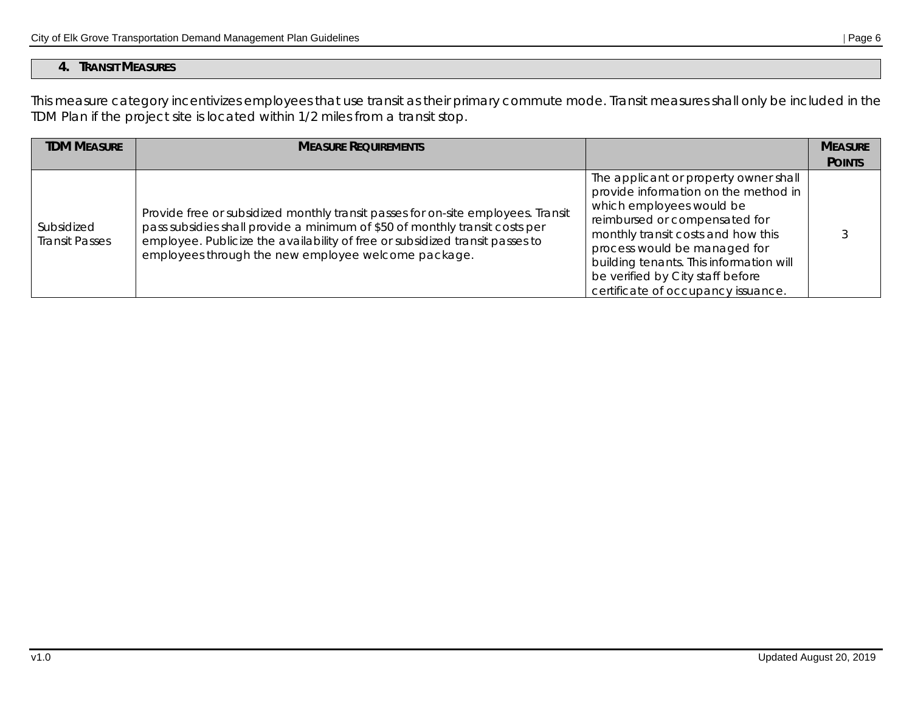## 4. Transit Measures

This measure category incentivizes employees that use transit as their primary commute mode. Transit measures shall only be included in the TDM Plan if the project site is located within 1/2 miles from a transit stop.

| TDM Measure | Measure Requirements | | Measure Points |
|---|---|---|---|
| Subsidized Transit Passes | Provide free or subsidized monthly transit passes for on-site employees. Transit pass subsidies shall provide a minimum of $50 of monthly transit costs per employee. Publicize the availability of free or subsidized transit passes to employees through the new employee welcome package. | The applicant or property owner shall provide information on the method in which employees would be reimbursed or compensated for monthly transit costs and how this process would be managed for building tenants. This information will be verified by City staff before certificate of occupancy issuance. | 3 |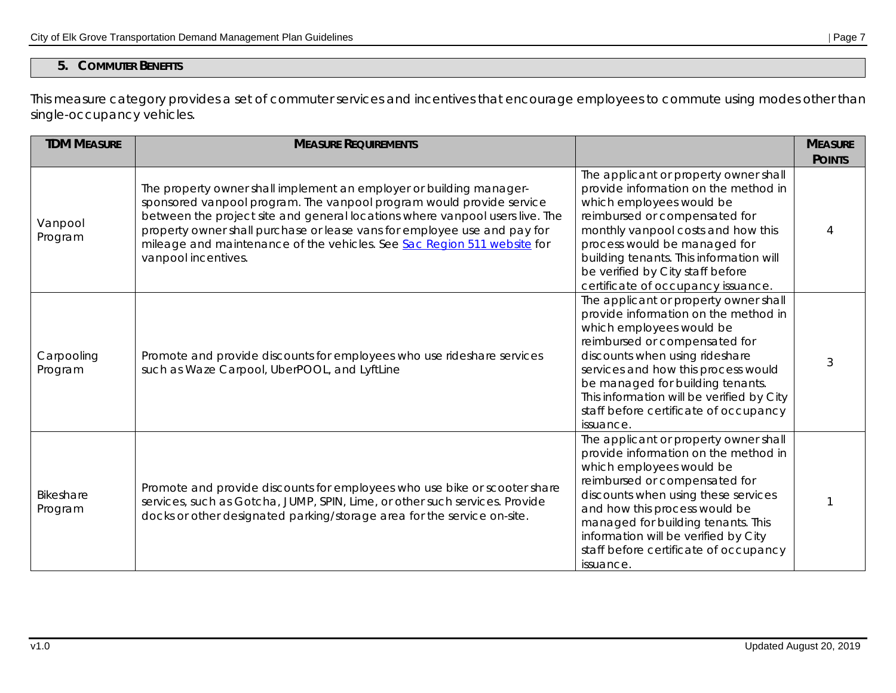## 5. Commuter Benefits

This measure category provides a set of commuter services and incentives that encourage employees to commute using modes other than single-occupancy vehicles.

| TDM Measure | Measure Requirements | | Measure Points |
|---|---|---|---|
| Vanpool Program | The property owner shall implement an employer or building manager-sponsored vanpool program. The vanpool program would provide service between the project site and general locations where vanpool users live. The property owner shall purchase or lease vans for employee use and pay for mileage and maintenance of the vehicles. See [Sac Region 511 website]() for vanpool incentives. | The applicant or property owner shall provide information on the method in which employees would be reimbursed or compensated for monthly vanpool costs and how this process would be managed for building tenants. This information will be verified by City staff before certificate of occupancy issuance. | 4 |
| Carpooling Program | Promote and provide discounts for employees who use rideshare services such as Waze Carpool, UberPOOL, and LyftLine | The applicant or property owner shall provide information on the method in which employees would be reimbursed or compensated for discounts when using rideshare services and how this process would be managed for building tenants. This information will be verified by City staff before certificate of occupancy issuance. | 3 |
| Bikeshare Program | Promote and provide discounts for employees who use bike or scooter share services, such as Gotcha, JUMP, SPIN, Lime, or other such services. Provide docks or other designated parking/storage area for the service on-site. | The applicant or property owner shall provide information on the method in which employees would be reimbursed or compensated for discounts when using these services and how this process would be managed for building tenants. This information will be verified by City staff before certificate of occupancy issuance. | 1 |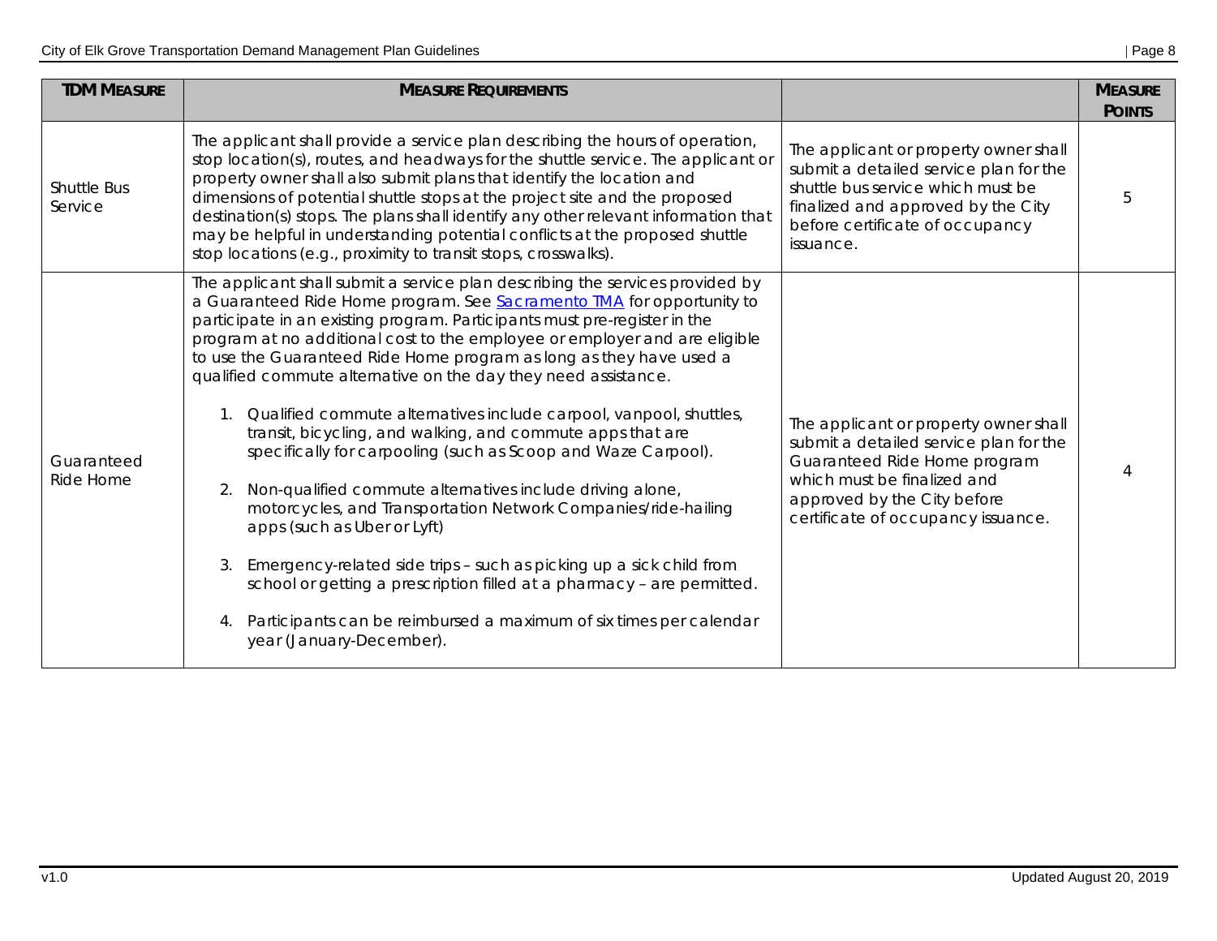| TDM Measure | Measure Requirements | | Measure Points |
|---|---|---|---|
| Shuttle Bus Service | The applicant shall provide a service plan describing the hours of operation, stop location(s), routes, and headways for the shuttle service. The applicant or property owner shall also submit plans that identify the location and dimensions of potential shuttle stops at the project site and the proposed destination(s) stops. The plans shall identify any other relevant information that may be helpful in understanding potential conflicts at the proposed shuttle stop locations (e.g., proximity to transit stops, crosswalks). | The applicant or property owner shall submit a detailed service plan for the shuttle bus service which must be finalized and approved by the City before certificate of occupancy issuance. | 5 |
| Guaranteed Ride Home | The applicant shall submit a service plan describing the services provided by a Guaranteed Ride Home program. See [Sacramento TMA](Sacramento TMA) for opportunity to participate in an existing program. Participants must pre-register in the program at no additional cost to the employee or employer and are eligible to use the Guaranteed Ride Home program as long as they have used a qualified commute alternative on the day they need assistance.<br><br>1. Qualified commute alternatives include carpool, vanpool, shuttles, transit, bicycling, and walking, and commute apps that are specifically for carpooling (such as Scoop and Waze Carpool).<br>2. Non-qualified commute alternatives include driving alone, motorcycles, and Transportation Network Companies/ride-hailing apps (such as Uber or Lyft)<br>3. Emergency-related side trips – such as picking up a sick child from school or getting a prescription filled at a pharmacy – are permitted.<br>4. Participants can be reimbursed a maximum of six times per calendar year (January-December). | The applicant or property owner shall submit a detailed service plan for the Guaranteed Ride Home program which must be finalized and approved by the City before certificate of occupancy issuance. | 4 |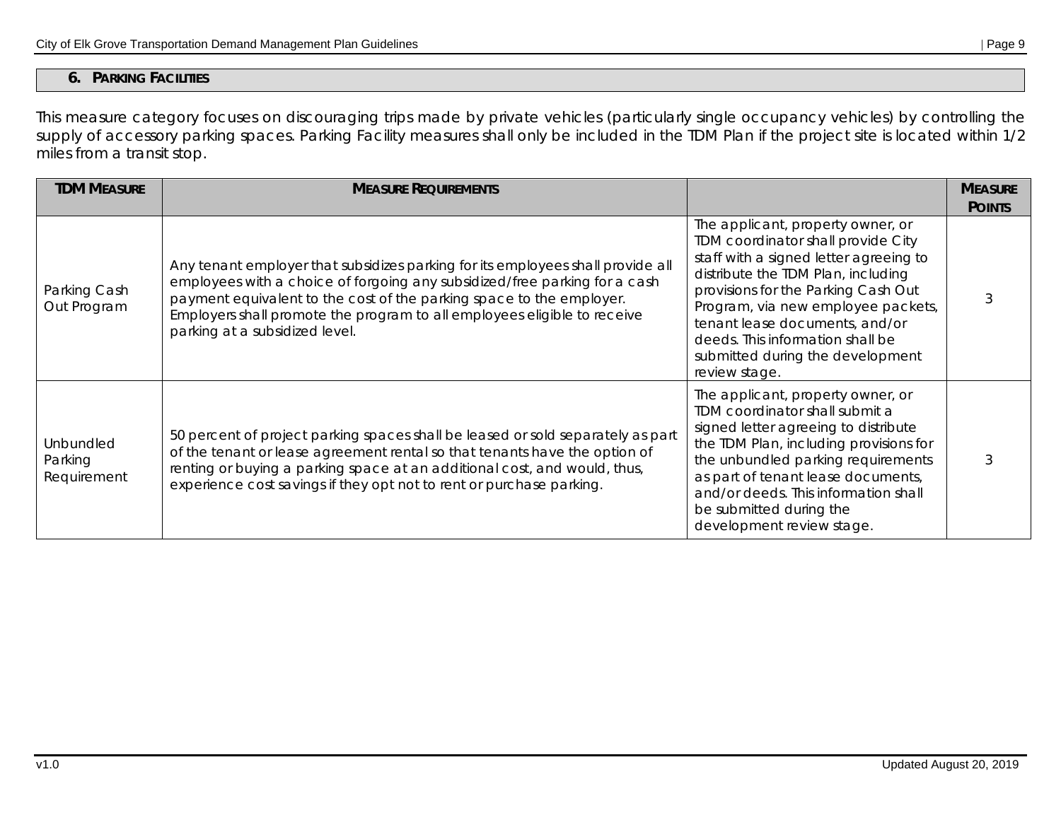## 6. Parking Facilities

This measure category focuses on discouraging trips made by private vehicles (particularly single occupancy vehicles) by controlling the supply of accessory parking spaces. Parking Facility measures shall only be included in the TDM Plan if the project site is located within 1/2 miles from a transit stop.

| TDM Measure | Measure Requirements | | Measure Points |
|---|---|---|---|
| Parking Cash Out Program | Any tenant employer that subsidizes parking for its employees shall provide all employees with a choice of forgoing any subsidized/free parking for a cash payment equivalent to the cost of the parking space to the employer. Employers shall promote the program to all employees eligible to receive parking at a subsidized level. | The applicant, property owner, or TDM coordinator shall provide City staff with a signed letter agreeing to distribute the TDM Plan, including provisions for the Parking Cash Out Program, via new employee packets, tenant lease documents, and/or deeds. This information shall be submitted during the development review stage. | 3 |
| Unbundled Parking Requirement | 50 percent of project parking spaces shall be leased or sold separately as part of the tenant or lease agreement rental so that tenants have the option of renting or buying a parking space at an additional cost, and would, thus, experience cost savings if they opt not to rent or purchase parking. | The applicant, property owner, or TDM coordinator shall submit a signed letter agreeing to distribute the TDM Plan, including provisions for the unbundled parking requirements as part of tenant lease documents, and/or deeds. This information shall be submitted during the development review stage. | 3 |